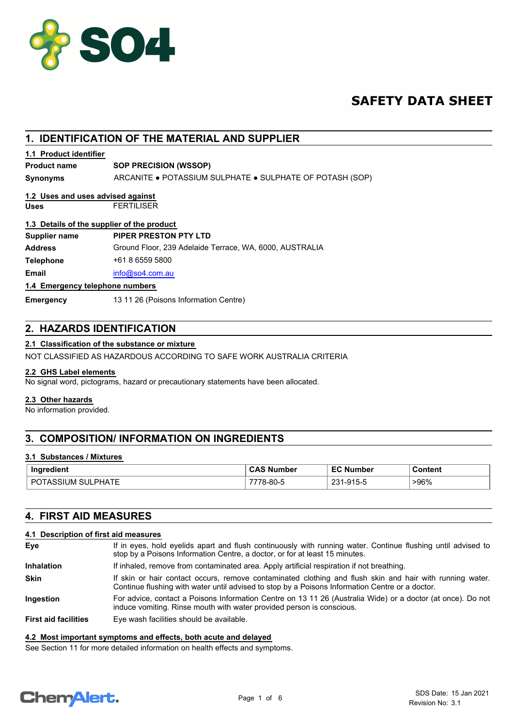# SAFETY DATA SHEET

## 1. IDENTIFICATION OF THE MATERIAL AND SUPPLIER

### 1.1 Product identifier

**Product name** **SOP PRECISION (WSSOP)**

**Synonyms** ARCANITE ● POTASSIUM SULPHATE ● SULPHATE OF POTASH (SOP)

### 1.2 Uses and uses advised against

**Uses** FERTILISER

### 1.3 Details of the supplier of the product

**Supplier name** **PIPER PRESTON PTY LTD**

**Address** Ground Floor, 239 Adelaide Terrace, WA, 6000, AUSTRALIA

**Telephone** +61 8 6559 5800

**Email** info@so4.com.au

### 1.4 Emergency telephone numbers

**Emergency** 13 11 26 (Poisons Information Centre)

## 2. HAZARDS IDENTIFICATION

### 2.1 Classification of the substance or mixture

NOT CLASSIFIED AS HAZARDOUS ACCORDING TO SAFE WORK AUSTRALIA CRITERIA

### 2.2 GHS Label elements

No signal word, pictograms, hazard or precautionary statements have been allocated.

### 2.3 Other hazards

No information provided.

## 3. COMPOSITION/ INFORMATION ON INGREDIENTS

### 3.1 Substances / Mixtures

| Ingredient | CAS Number | EC Number | Content |
|---|---|---|---|
| POTASSIUM SULPHATE | 7778-80-5 | 231-915-5 | >96% |

## 4. FIRST AID MEASURES

### 4.1 Description of first aid measures

**Eye** If in eyes, hold eyelids apart and flush continuously with running water. Continue flushing until advised to stop by a Poisons Information Centre, a doctor, or for at least 15 minutes.

**Inhalation** If inhaled, remove from contaminated area. Apply artificial respiration if not breathing.

**Skin** If skin or hair contact occurs, remove contaminated clothing and flush skin and hair with running water. Continue flushing with water until advised to stop by a Poisons Information Centre or a doctor.

**Ingestion** For advice, contact a Poisons Information Centre on 13 11 26 (Australia Wide) or a doctor (at once). Do not induce vomiting. Rinse mouth with water provided person is conscious.

**First aid facilities** Eye wash facilities should be available.

### 4.2 Most important symptoms and effects, both acute and delayed

See Section 11 for more detailed information on health effects and symptoms.

SDS Date: 15 Jan 2021
Revision No: 3.1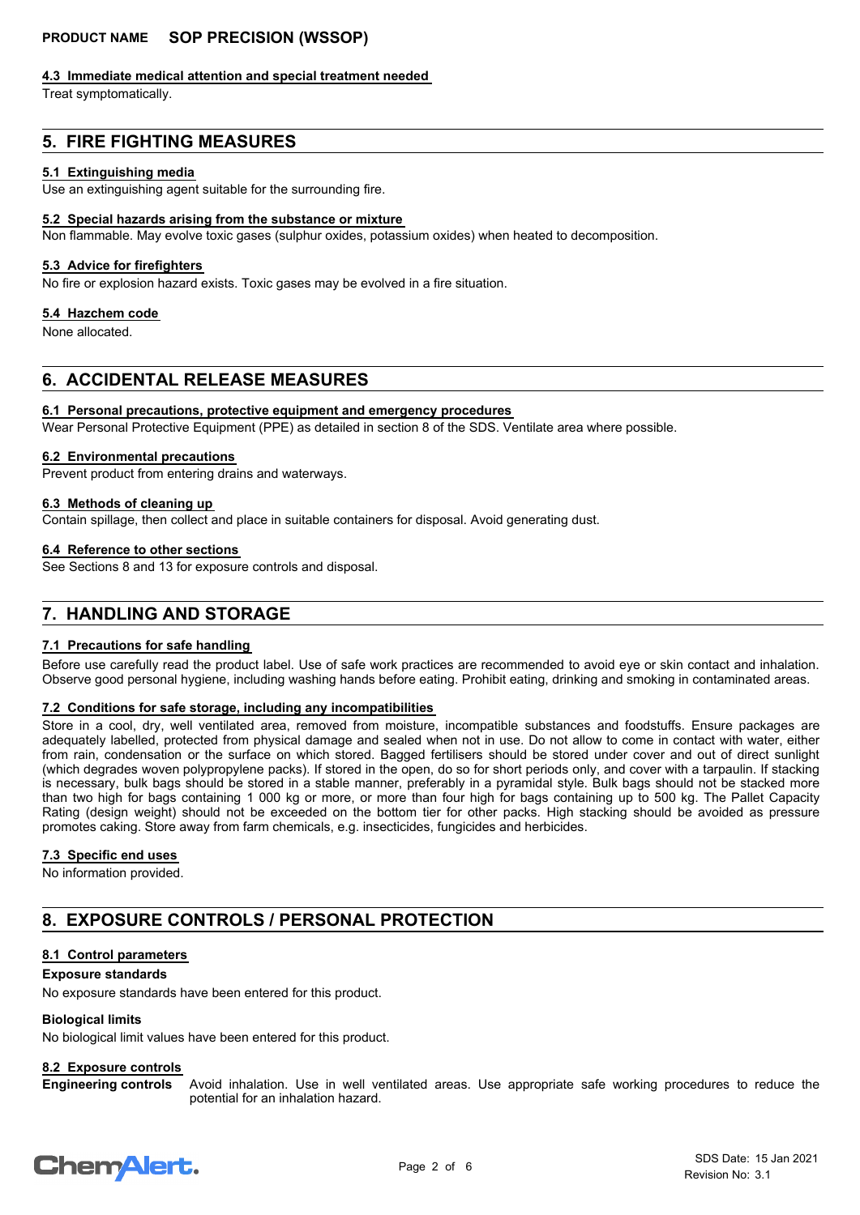### 4.3 Immediate medical attention and special treatment needed

Treat symptomatically.

## 5. FIRE FIGHTING MEASURES

### 5.1 Extinguishing media

Use an extinguishing agent suitable for the surrounding fire.

### 5.2 Special hazards arising from the substance or mixture

Non flammable. May evolve toxic gases (sulphur oxides, potassium oxides) when heated to decomposition.

### 5.3 Advice for firefighters

No fire or explosion hazard exists. Toxic gases may be evolved in a fire situation.

### 5.4 Hazchem code

None allocated.

## 6. ACCIDENTAL RELEASE MEASURES

### 6.1 Personal precautions, protective equipment and emergency procedures

Wear Personal Protective Equipment (PPE) as detailed in section 8 of the SDS. Ventilate area where possible.

### 6.2 Environmental precautions

Prevent product from entering drains and waterways.

### 6.3 Methods of cleaning up

Contain spillage, then collect and place in suitable containers for disposal. Avoid generating dust.

### 6.4 Reference to other sections

See Sections 8 and 13 for exposure controls and disposal.

## 7. HANDLING AND STORAGE

### 7.1 Precautions for safe handling

Before use carefully read the product label. Use of safe work practices are recommended to avoid eye or skin contact and inhalation. Observe good personal hygiene, including washing hands before eating. Prohibit eating, drinking and smoking in contaminated areas.

### 7.2 Conditions for safe storage, including any incompatibilities

Store in a cool, dry, well ventilated area, removed from moisture, incompatible substances and foodstuffs. Ensure packages are adequately labelled, protected from physical damage and sealed when not in use. Do not allow to come in contact with water, either from rain, condensation or the surface on which stored. Bagged fertilisers should be stored under cover and out of direct sunlight (which degrades woven polypropylene packs). If stored in the open, do so for short periods only, and cover with a tarpaulin. If stacking is necessary, bulk bags should be stored in a stable manner, preferably in a pyramidal style. Bulk bags should not be stacked more than two high for bags containing 1 000 kg or more, or more than four high for bags containing up to 500 kg. The Pallet Capacity Rating (design weight) should not be exceeded on the bottom tier for other packs. High stacking should be avoided as pressure promotes caking. Store away from farm chemicals, e.g. insecticides, fungicides and herbicides.

### 7.3 Specific end uses

No information provided.

## 8. EXPOSURE CONTROLS / PERSONAL PROTECTION

### 8.1 Control parameters

**Exposure standards**

No exposure standards have been entered for this product.

**Biological limits**

No biological limit values have been entered for this product.

### 8.2 Exposure controls

**Engineering controls** Avoid inhalation. Use in well ventilated areas. Use appropriate safe working procedures to reduce the potential for an inhalation hazard.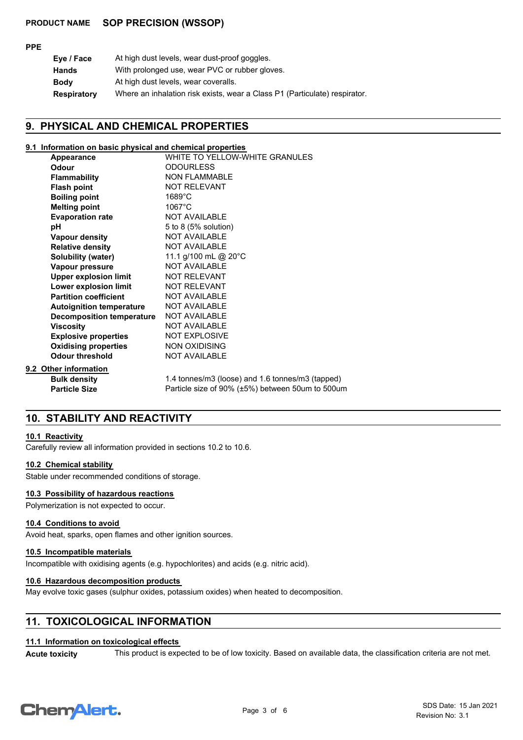**PPE**

| | |
|---|---|
| **Eye / Face** | At high dust levels, wear dust-proof goggles. |
| **Hands** | With prolonged use, wear PVC or rubber gloves. |
| **Body** | At high dust levels, wear coveralls. |
| **Respiratory** | Where an inhalation risk exists, wear a Class P1 (Particulate) respirator. |

## 9. PHYSICAL AND CHEMICAL PROPERTIES

### 9.1 Information on basic physical and chemical properties

| | |
|---|---|
| **Appearance** | WHITE TO YELLOW-WHITE GRANULES |
| **Odour** | ODOURLESS |
| **Flammability** | NON FLAMMABLE |
| **Flash point** | NOT RELEVANT |
| **Boiling point** | 1689°C |
| **Melting point** | 1067°C |
| **Evaporation rate** | NOT AVAILABLE |
| **pH** | 5 to 8 (5% solution) |
| **Vapour density** | NOT AVAILABLE |
| **Relative density** | NOT AVAILABLE |
| **Solubility (water)** | 11.1 g/100 mL @ 20°C |
| **Vapour pressure** | NOT AVAILABLE |
| **Upper explosion limit** | NOT RELEVANT |
| **Lower explosion limit** | NOT RELEVANT |
| **Partition coefficient** | NOT AVAILABLE |
| **Autoignition temperature** | NOT AVAILABLE |
| **Decomposition temperature** | NOT AVAILABLE |
| **Viscosity** | NOT AVAILABLE |
| **Explosive properties** | NOT EXPLOSIVE |
| **Oxidising properties** | NON OXIDISING |
| **Odour threshold** | NOT AVAILABLE |

### 9.2 Other information

| | |
|---|---|
| **Bulk density** | 1.4 tonnes/m3 (loose) and 1.6 tonnes/m3 (tapped) |
| **Particle Size** | Particle size of 90% (±5%) between 50um to 500um |

## 10. STABILITY AND REACTIVITY

### 10.1 Reactivity

Carefully review all information provided in sections 10.2 to 10.6.

### 10.2 Chemical stability

Stable under recommended conditions of storage.

### 10.3 Possibility of hazardous reactions

Polymerization is not expected to occur.

### 10.4 Conditions to avoid

Avoid heat, sparks, open flames and other ignition sources.

### 10.5 Incompatible materials

Incompatible with oxidising agents (e.g. hypochlorites) and acids (e.g. nitric acid).

### 10.6 Hazardous decomposition products

May evolve toxic gases (sulphur oxides, potassium oxides) when heated to decomposition.

## 11. TOXICOLOGICAL INFORMATION

### 11.1 Information on toxicological effects

**Acute toxicity** This product is expected to be of low toxicity. Based on available data, the classification criteria are not met.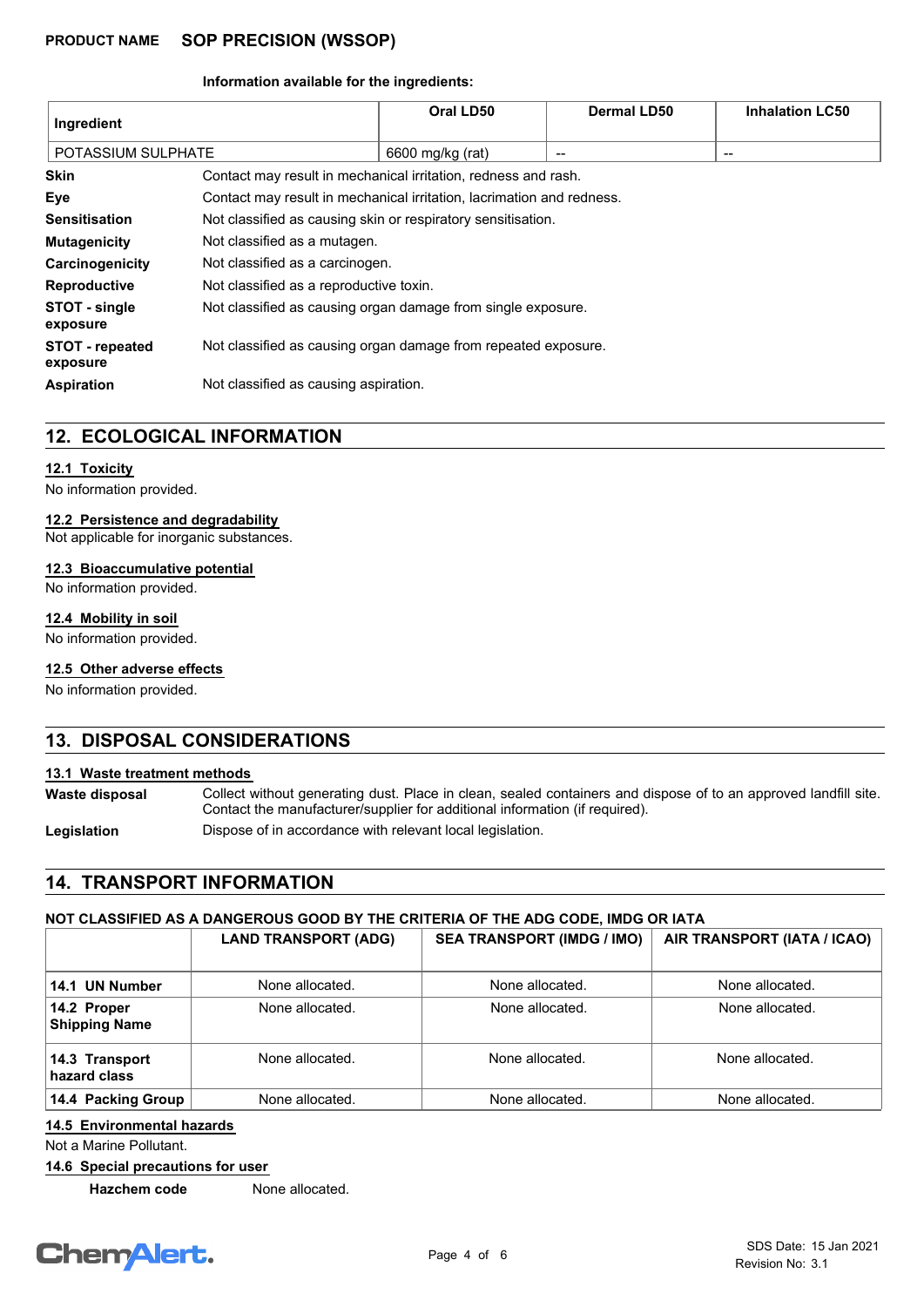**Information available for the ingredients:**

| Ingredient | Oral LD50 | Dermal LD50 | Inhalation LC50 |
|---|---|---|---|
| POTASSIUM SULPHATE | 6600 mg/kg (rat) | -- | -- |

**Skin** Contact may result in mechanical irritation, redness and rash.

**Eye** Contact may result in mechanical irritation, lacrimation and redness.

**Sensitisation** Not classified as causing skin or respiratory sensitisation.

**Mutagenicity** Not classified as a mutagen.

**Carcinogenicity** Not classified as a carcinogen.

**Reproductive** Not classified as a reproductive toxin.

**STOT - single exposure** Not classified as causing organ damage from single exposure.

**STOT - repeated exposure** Not classified as causing organ damage from repeated exposure.

**Aspiration** Not classified as causing aspiration.

## 12. ECOLOGICAL INFORMATION

### 12.1 Toxicity

No information provided.

### 12.2 Persistence and degradability

Not applicable for inorganic substances.

### 12.3 Bioaccumulative potential

No information provided.

### 12.4 Mobility in soil

No information provided.

### 12.5 Other adverse effects

No information provided.

## 13. DISPOSAL CONSIDERATIONS

### 13.1 Waste treatment methods

**Waste disposal** Collect without generating dust. Place in clean, sealed containers and dispose of to an approved landfill site. Contact the manufacturer/supplier for additional information (if required).

**Legislation** Dispose of in accordance with relevant local legislation.

## 14. TRANSPORT INFORMATION

**NOT CLASSIFIED AS A DANGEROUS GOOD BY THE CRITERIA OF THE ADG CODE, IMDG OR IATA**

| | LAND TRANSPORT (ADG) | SEA TRANSPORT (IMDG / IMO) | AIR TRANSPORT (IATA / ICAO) |
|---|---|---|---|
| 14.1 UN Number | None allocated. | None allocated. | None allocated. |
| 14.2 Proper Shipping Name | None allocated. | None allocated. | None allocated. |
| 14.3 Transport hazard class | None allocated. | None allocated. | None allocated. |
| 14.4 Packing Group | None allocated. | None allocated. | None allocated. |

### 14.5 Environmental hazards

Not a Marine Pollutant.

### 14.6 Special precautions for user

**Hazchem code** None allocated.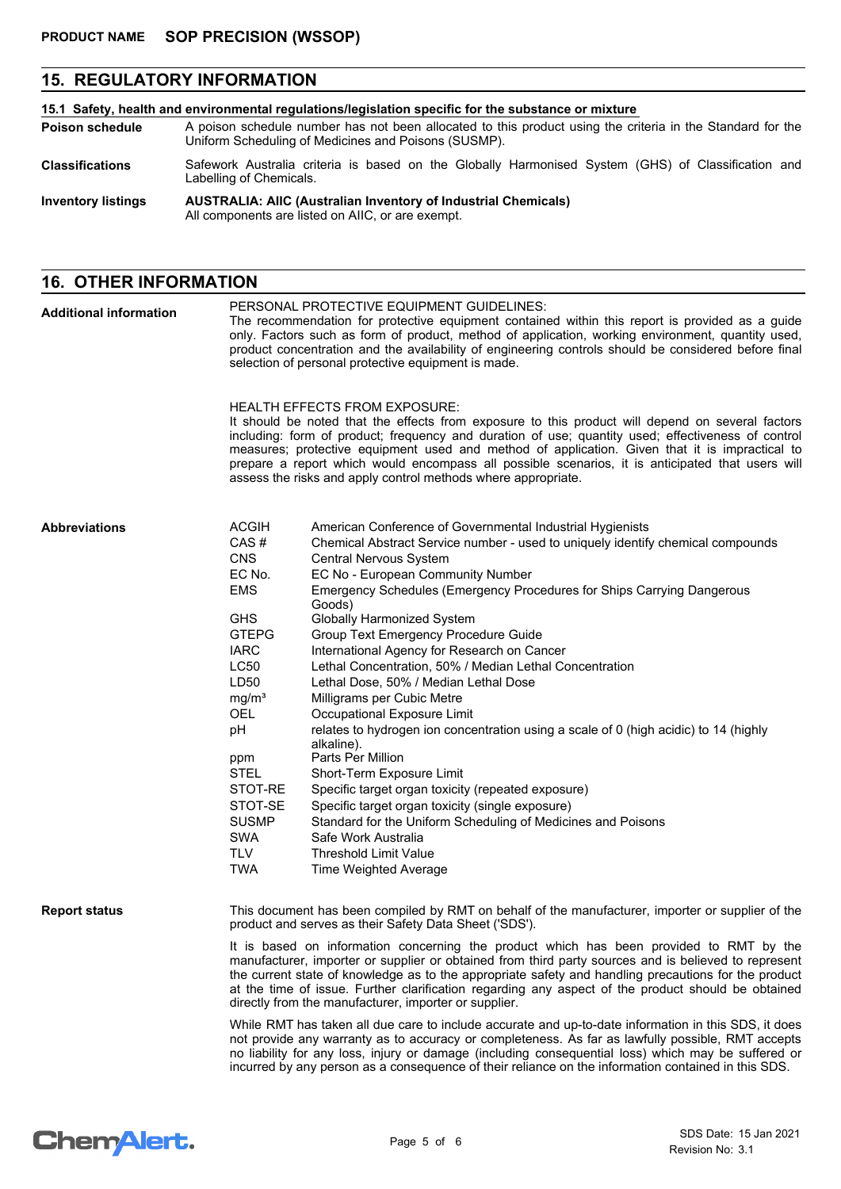## 15. REGULATORY INFORMATION

**15.1 Safety, health and environmental regulations/legislation specific for the substance or mixture**

**Poison schedule** A poison schedule number has not been allocated to this product using the criteria in the Standard for the Uniform Scheduling of Medicines and Poisons (SUSMP).

**Classifications** Safework Australia criteria is based on the Globally Harmonised System (GHS) of Classification and Labelling of Chemicals.

**Inventory listings** **AUSTRALIA: AIIC (Australian Inventory of Industrial Chemicals)**
All components are listed on AIIC, or are exempt.

## 16. OTHER INFORMATION

**Additional information**

PERSONAL PROTECTIVE EQUIPMENT GUIDELINES:
The recommendation for protective equipment contained within this report is provided as a guide only. Factors such as form of product, method of application, working environment, quantity used, product concentration and the availability of engineering controls should be considered before final selection of personal protective equipment is made.

HEALTH EFFECTS FROM EXPOSURE:
It should be noted that the effects from exposure to this product will depend on several factors including: form of product; frequency and duration of use; quantity used; effectiveness of control measures; protective equipment used and method of application. Given that it is impractical to prepare a report which would encompass all possible scenarios, it is anticipated that users will assess the risks and apply control methods where appropriate.

**Abbreviations**

| Abbreviation | Meaning |
|---|---|
| ACGIH | American Conference of Governmental Industrial Hygienists |
| CAS # | Chemical Abstract Service number - used to uniquely identify chemical compounds |
| CNS | Central Nervous System |
| EC No. | EC No - European Community Number |
| EMS | Emergency Schedules (Emergency Procedures for Ships Carrying Dangerous Goods) |
| GHS | Globally Harmonized System |
| GTEPG | Group Text Emergency Procedure Guide |
| IARC | International Agency for Research on Cancer |
| LC50 | Lethal Concentration, 50% / Median Lethal Concentration |
| LD50 | Lethal Dose, 50% / Median Lethal Dose |
| $mg/m^3$ | Milligrams per Cubic Metre |
| OEL | Occupational Exposure Limit |
| pH | relates to hydrogen ion concentration using a scale of 0 (high acidic) to 14 (highly alkaline). |
| ppm | Parts Per Million |
| STEL | Short-Term Exposure Limit |
| STOT-RE | Specific target organ toxicity (repeated exposure) |
| STOT-SE | Specific target organ toxicity (single exposure) |
| SUSMP | Standard for the Uniform Scheduling of Medicines and Poisons |
| SWA | Safe Work Australia |
| TLV | Threshold Limit Value |
| TWA | Time Weighted Average |

**Report status**

This document has been compiled by RMT on behalf of the manufacturer, importer or supplier of the product and serves as their Safety Data Sheet ('SDS').

It is based on information concerning the product which has been provided to RMT by the manufacturer, importer or supplier or obtained from third party sources and is believed to represent the current state of knowledge as to the appropriate safety and handling precautions for the product at the time of issue. Further clarification regarding any aspect of the product should be obtained directly from the manufacturer, importer or supplier.

While RMT has taken all due care to include accurate and up-to-date information in this SDS, it does not provide any warranty as to accuracy or completeness. As far as lawfully possible, RMT accepts no liability for any loss, injury or damage (including consequential loss) which may be suffered or incurred by any person as a consequence of their reliance on the information contained in this SDS.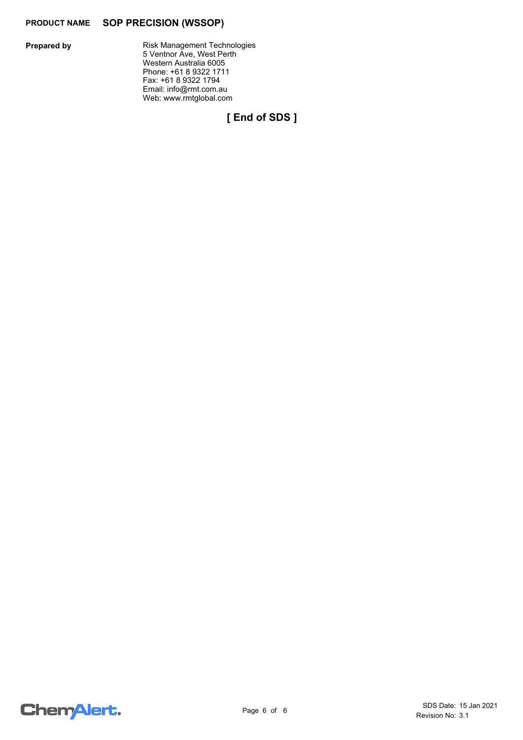**Prepared by**

Risk Management Technologies
5 Ventnor Ave, West Perth
Western Australia 6005
Phone: +61 8 9322 1711
Fax: +61 8 9322 1794
Email: info@rmt.com.au
Web: www.rmtglobal.com

**[ End of SDS ]**